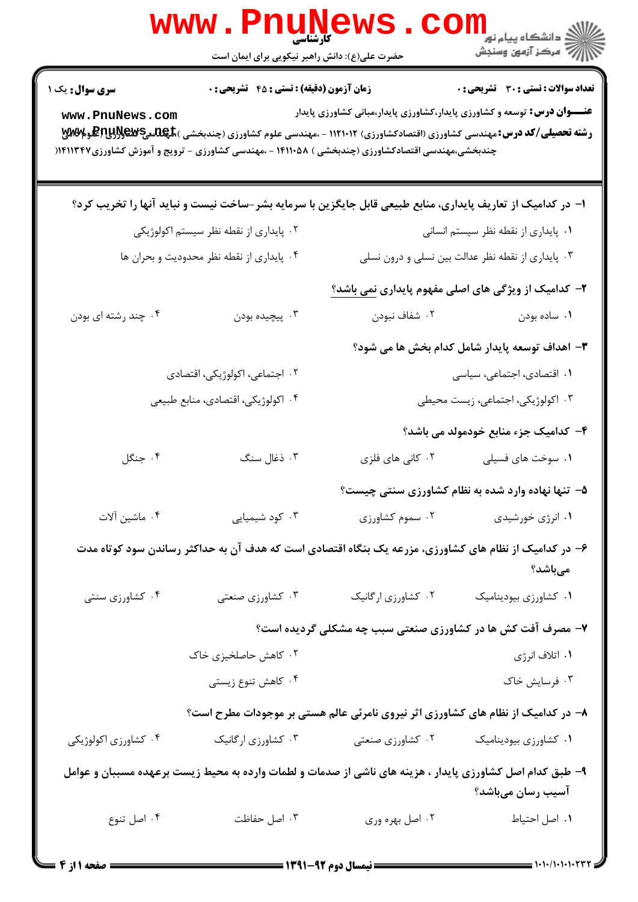کارشناسی

حضرت علی(ع): دانش راهبر نیکویی برای ایمان است

دانشگاه پیام نور
مرکز آزمون وسنجش

**سری سوال:** یک ۱ | **زمان آزمون (دقیقه) : تستی : ۴۵ تشریحی : ۰** | **تعداد سوالات : تستی : ۳۰ تشریحی : ۰**

**عنـــوان درس:** توسعه و کشاورزی پایدار،کشاورزی پایدار،مبانی کشاورزی پایدار

**رشته تحصیلی/کد درس:** مهندسی کشاورزی (اقتصادکشاورزی) ۱۱۲۱۰۱۲ - ،مهندسی علوم کشاورزی (چندبخشی )،مهندسی کشاورزی (علوم دامی چندبخشی،مهندسی اقتصادکشاورزی (چندبخشی ) ۱۴۱۱۰۵۸ - ،مهندسی کشاورزی - ترویج و آموزش کشاورزی۱۴۱۱۳۴۷)

**۱- در کدامیک از تعاریف پایداری، منابع طبیعی قابل جایگزین با سرمایه بشر-ساخت نیست و نباید آنها را تخریب کرد؟**

۱. پایداری از نقطه نظر سیستم انسانی
۲. پایداری از نقطه نظر سیستم اکولوژیکی
۳. پایداری از نقطه نظر عدالت بین نسلی و درون نسلی
۴. پایداری از نقطه نظر محدودیت و بحران ها

**۲- کدامیک از ویژگی های اصلی مفهوم پایداری نمی باشد؟**

۱. ساده بودن
۲. شفاف نبودن
۳. پیچیده بودن
۴. چند رشته ای بودن

**۳- اهداف توسعه پایدار شامل کدام بخش ها می شود؟**

۱. اقتصادی، اجتماعی، سیاسی
۲. اجتماعی، اکولوژیکی، اقتصادی
۳. اکولوژیکی، اجتماعی، زیست محیطی
۴. اکولوژیکی، اقتصادی، منابع طبیعی

**۴- کدامیک جزء منابع خودمولد می باشد؟**

۱. سوخت های فسیلی
۲. کانی های فلزی
۳. ذغال سنگ
۴. جنگل

**۵- تنها نهاده وارد شده به نظام کشاورزی سنتی چیست؟**

۱. انرژی خورشیدی
۲. سموم کشاورزی
۳. کود شیمیایی
۴. ماشین آلات

**۶- در کدامیک از نظام های کشاورزی، مزرعه یک بنگاه اقتصادی است که هدف آن به حداکثر رساندن سود کوتاه مدت می‌باشد؟**

۱. کشاورزی بیودینامیک
۲. کشاورزی ارگانیک
۳. کشاورزی صنعتی
۴. کشاورزی سنتی

**۷- مصرف آفت کش ها در کشاورزی صنعتی سبب چه مشکلی گردیده است؟**

۱. اتلاف انرژی
۲. کاهش حاصلخیزی خاک
۳. فرسایش خاک
۴. کاهش تنوع زیستی

**۸- در کدامیک از نظام های کشاورزی اثر نیروی نامرئی عالم هستی بر موجودات مطرح است؟**

۱. کشاورزی بیودینامیک
۲. کشاورزی صنعتی
۳. کشاورزی ارگانیک
۴. کشاورزی اکولوژیکی

**۹- طبق کدام اصل کشاورزی پایدار ، هزینه های ناشی از صدمات و لطمات وارده به محیط زیست برعهده مسببان و عوامل آسیب رسان می‌باشد؟**

۱. اصل احتیاط
۲. اصل بهره وری
۳. اصل حفاظت
۴. اصل تنوع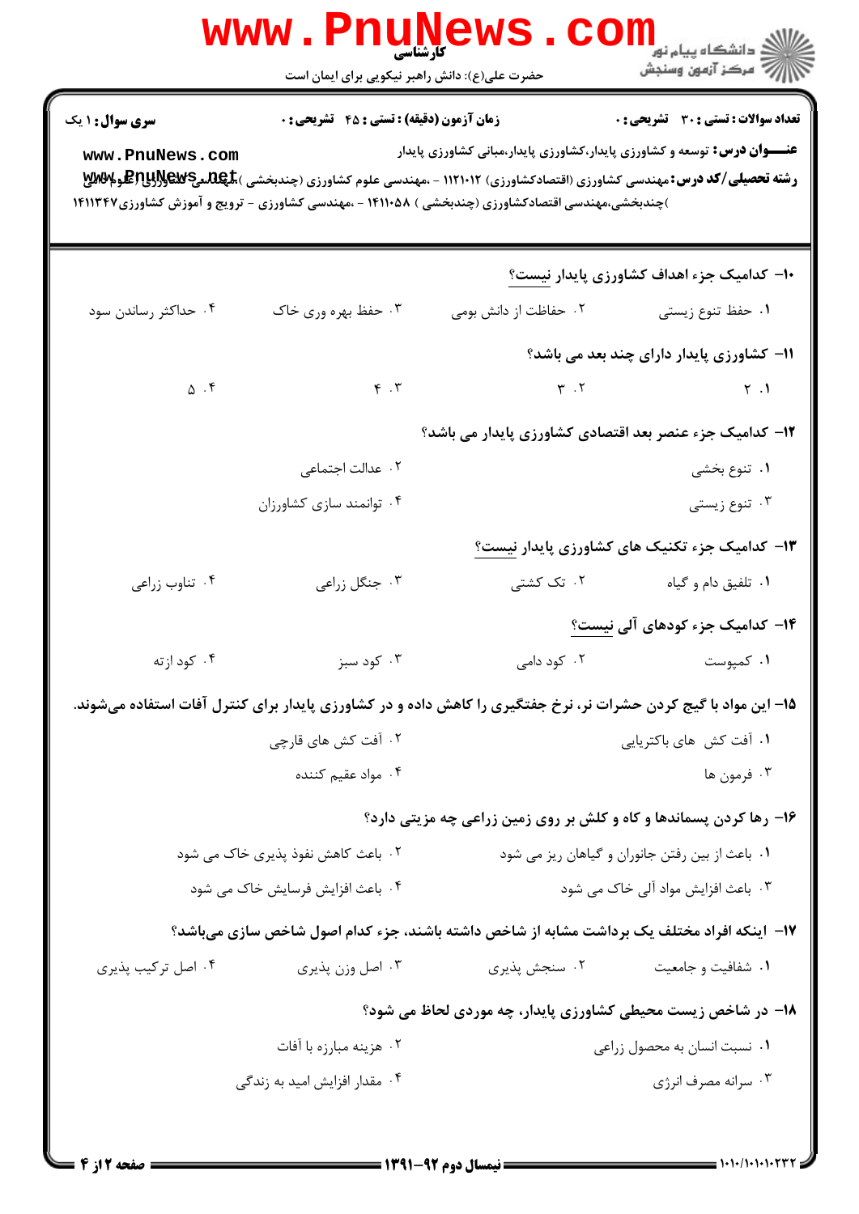**سری سؤال: ۱ یک** | **زمان آزمون (دقیقه): تستی: ۴۵ تشریحی: ۰** | **تعداد سوالات: تستی: ۳۰ تشریحی: ۰**

**عنـــوان درس:** توسعه و کشاورزی پایدار،کشاورزی پایدار،مبانی کشاورزی پایدار

**رشته تحصیلی/کد درس:** مهندسی کشاورزی (اقتصادکشاورزی) ۱۱۲۱۰۱۲ - ،مهندسی علوم کشاورزی (چندبخشی )،مهندسی کشاورزی (علوم دامی )چندبخشی،مهندسی اقتصادکشاورزی (چندبخشی ) ۱۴۱۱۰۵۸ - ،مهندسی کشاورزی - ترویج و آموزش کشاورزی۱۴۱۱۳۴۷

۱۰- کدامیک جزء اهداف کشاورزی پایدار نیست؟

۱. حفظ تنوع زیستی
۲. حفاظت از دانش بومی
۳. حفظ بهره وری خاک
۴. حداکثر رساندن سود

۱۱- کشاورزی پایدار دارای چند بعد می باشد؟

۱. ۲
۲. ۳
۳. ۴
۴. ۵

۱۲- کدامیک جزء عنصر بعد اقتصادی کشاورزی پایدار می باشد؟

۱. تنوع بخشی
۲. عدالت اجتماعی
۳. تنوع زیستی
۴. توانمند سازی کشاورزان

۱۳- کدامیک جزء تکنیک های کشاورزی پایدار نیست؟

۱. تلفیق دام و گیاه
۲. تک کشتی
۳. جنگل زراعی
۴. تناوب زراعی

۱۴- کدامیک جزء کودهای آلی نیست؟

۱. کمپوست
۲. کود دامی
۳. کود سبز
۴. کود ازته

۱۵- این مواد با گیج کردن حشرات نر، نرخ جفتگیری را کاهش داده و در کشاورزی پایدار برای کنترل آفات استفاده می‌شوند.

۱. آفت کش های باکتریایی
۲. آفت کش های قارچی
۳. فرمون ها
۴. مواد عقیم کننده

۱۶- رها کردن پسماندها و کاه و کلش بر روی زمین زراعی چه مزیتی دارد؟

۱. باعث از بین رفتن جانوران و گیاهان ریز می شود
۲. باعث کاهش نفوذ پذیری خاک می شود
۳. باعث افزایش مواد آلی خاک می شود
۴. باعث افزایش فرسایش خاک می شود

۱۷- اینکه افراد مختلف یک برداشت مشابه از شاخص داشته باشند، جزء کدام اصول شاخص سازی می‌باشد؟

۱. شفافیت و جامعیت
۲. سنجش پذیری
۳. اصل وزن پذیری
۴. اصل ترکیب پذیری

۱۸- در شاخص زیست محیطی کشاورزی پایدار، چه موردی لحاظ می شود؟

۱. نسبت انسان به محصول زراعی
۲. هزینه مبارزه با آفات
۳. سرانه مصرف انرژی
۴. مقدار افزایش امید به زندگی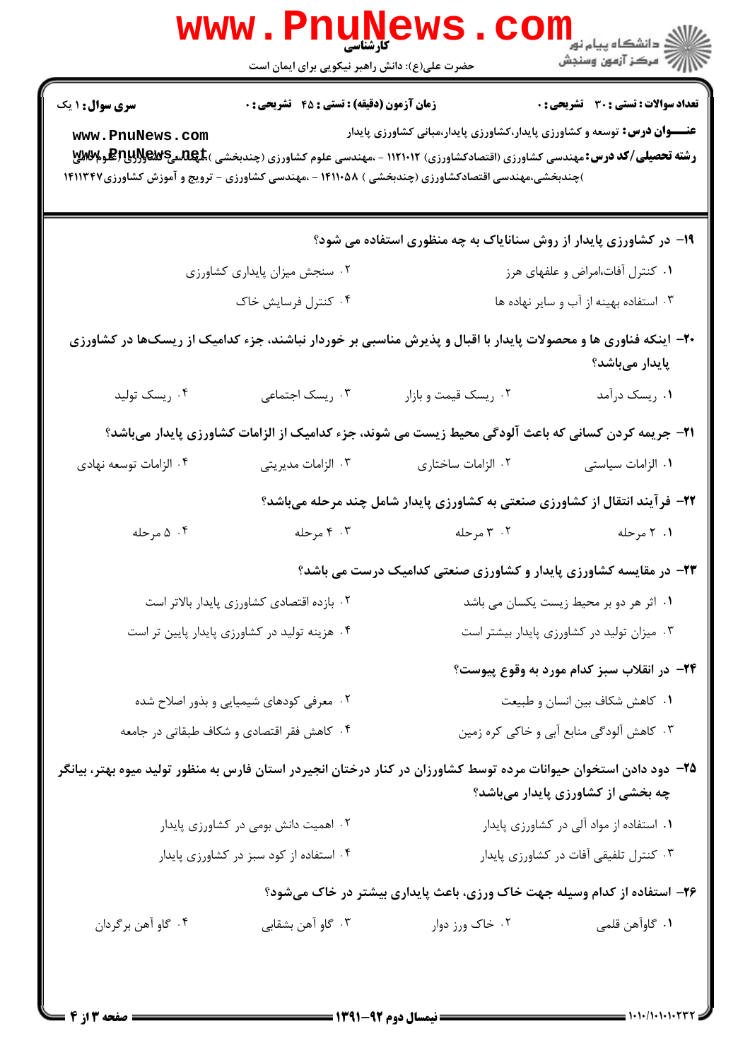۱۹- در کشاورزی پایدار از روش سناناپاک به چه منظوری استفاده می شود؟

۱. کنترل آفات،امراض و علفهای هرز
۲. سنجش میزان پایداری کشاورزی
۳. استفاده بهینه از آب و سایر نهاده ها
۴. کنترل فرسایش خاک

۲۰- اینکه فناوری ها و محصولات پایدار با اقبال و پذیرش مناسبی بر خوردار نباشند، جزء کدامیک از ریسک‌ها در کشاورزی پایدار می‌باشد؟

۱. ریسک درآمد
۲. ریسک قیمت و بازار
۳. ریسک اجتماعی
۴. ریسک تولید

۲۱- جریمه کردن کسانی که باعث آلودگی محیط زیست می شوند، جزء کدامیک از الزامات کشاورزی پایدار می‌باشد؟

۱. الزامات سیاستی
۲. الزامات ساختاری
۳. الزامات مدیریتی
۴. الزامات توسعه نهادی

۲۲- فرآیند انتقال از کشاورزی صنعتی به کشاورزی پایدار شامل چند مرحله می‌باشد؟

۱. ۲ مرحله
۲. ۳ مرحله
۳. ۴ مرحله
۴. ۵ مرحله

۲۳- در مقایسه کشاورزی پایدار و کشاورزی صنعتی کدامیک درست می باشد؟

۱. اثر هر دو بر محیط زیست یکسان می باشد
۲. بازده اقتصادی کشاورزی پایدار بالاتر است
۳. میزان تولید در کشاورزی پایدار بیشتر است
۴. هزینه تولید در کشاورزی پایدار پایین تر است

۲۴- در انقلاب سبز کدام مورد به وقوع پیوست؟

۱. کاهش شکاف بین انسان و طبیعت
۲. معرفی کودهای شیمیایی و بذور اصلاح شده
۳. کاهش آلودگی منابع آبی و خاکی کره زمین
۴. کاهش فقر اقتصادی و شکاف طبقاتی در جامعه

۲۵- دود دادن استخوان حیوانات مرده توسط کشاورزان در کنار درختان انجیردر استان فارس به منظور تولید میوه بهتر، بیانگر چه بخشی از کشاورزی پایدار می‌باشد؟

۱. استفاده از مواد آلی در کشاورزی پایدار
۲. اهمیت دانش بومی در کشاورزی پایدار
۳. کنترل تلفیقی آفات در کشاورزی پایدار
۴. استفاده از کود سبز در کشاورزی پایدار

۲۶- استفاده از کدام وسیله جهت خاک ورزی، باعث پایداری بیشتر در خاک می‌شود؟

۱. گاوآهن قلمی
۲. خاک ورز دوار
۳. گاو آهن بشقابی
۴. گاو آهن برگردان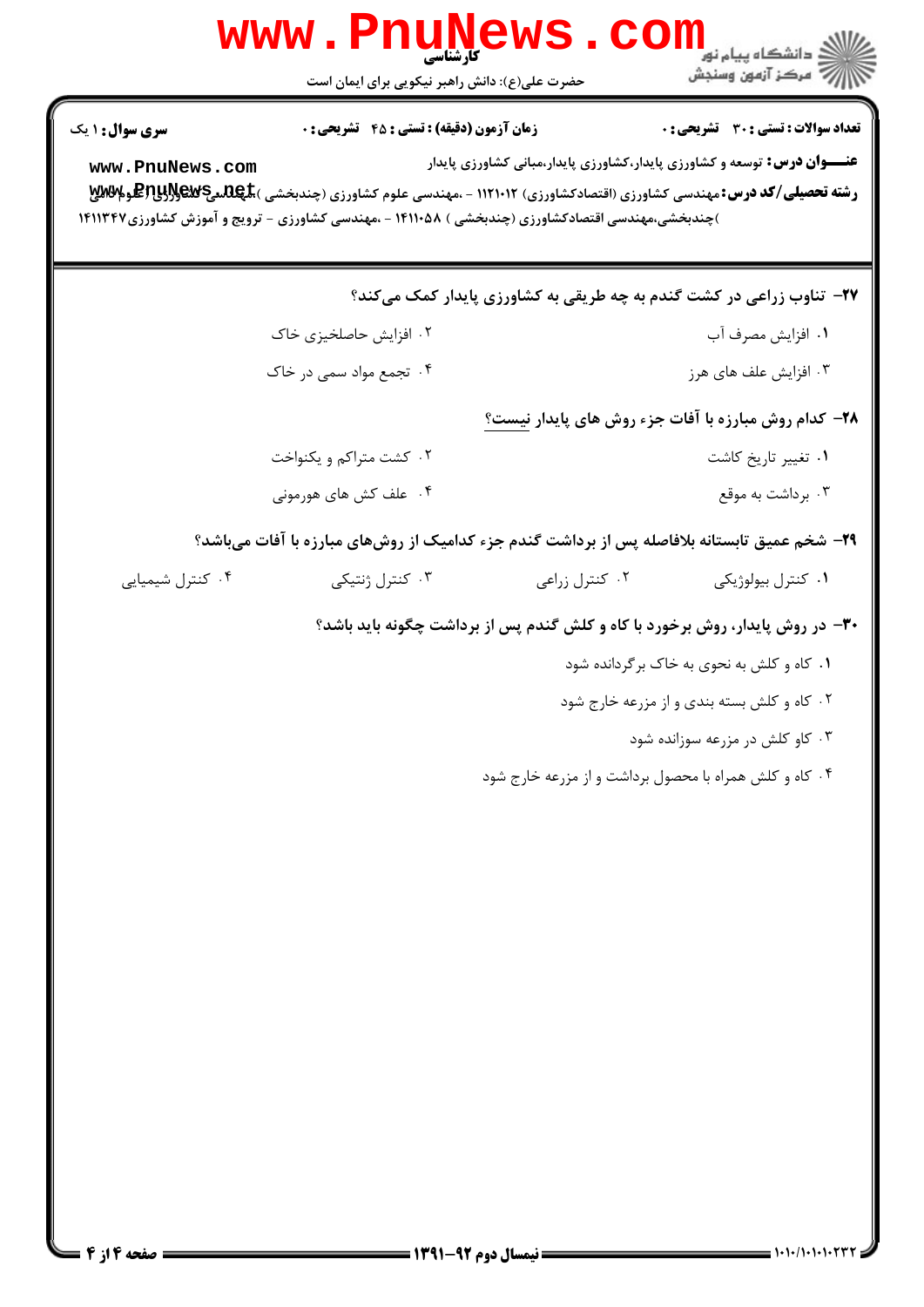**سری سوال:** ۱ یک

**زمان آزمون (دقیقه) : تستی : ۴۵ تشریحی : ۰**

**تعداد سوالات : تستی : ۳۰ تشریحی : ۰**

**عنـــوان درس:** توسعه و کشاورزی پایدار،کشاورزی پایدار،مبانی کشاورزی پایدار

**رشته تحصیلی/کد درس:** مهندسی کشاورزی (اقتصادکشاورزی) ۱۱۲۱۰۱۲ - ،مهندسی علوم کشاورزی (چندبخشی )،مهندسی کشاورزی (علوم دامی )چندبخشی،مهندسی اقتصادکشاورزی (چندبخشی ) ۱۴۱۱۰۵۸ - ،مهندسی کشاورزی - ترویج و آموزش کشاورزی۱۴۱۱۳۴۷

**۲۷- تناوب زراعی در کشت گندم به چه طریقی به کشاورزی پایدار کمک می‌کند؟**

۱. افزایش مصرف آب

۲. افزایش حاصلخیزی خاک

۳. افزایش علف های هرز

۴. تجمع مواد سمی در خاک

**۲۸- کدام روش مبارزه با آفات جزء روش های پایدار نیست؟**

۱. تغییر تاریخ کاشت

۲. کشت متراکم و یکنواخت

۳. برداشت به موقع

۴. علف کش های هورمونی

**۲۹- شخم عمیق تابستانه بلافاصله پس از برداشت گندم جزء کدامیک از روش‌های مبارزه با آفات می‌باشد؟**

۱. کنترل بیولوژیکی

۲. کنترل زراعی

۳. کنترل ژنتیکی

۴. کنترل شیمیایی

**۳۰- در روش پایدار، روش برخورد با کاه و کلش گندم پس از برداشت چگونه باید باشد؟**

۱. کاه و کلش به نحوی به خاک برگردانده شود

۲. کاه و کلش بسته بندی و از مزرعه خارج شود

۳. کاو کلش در مزرعه سوزانده شود

۴. کاه و کلش همراه با محصول برداشت و از مزرعه خارج شود